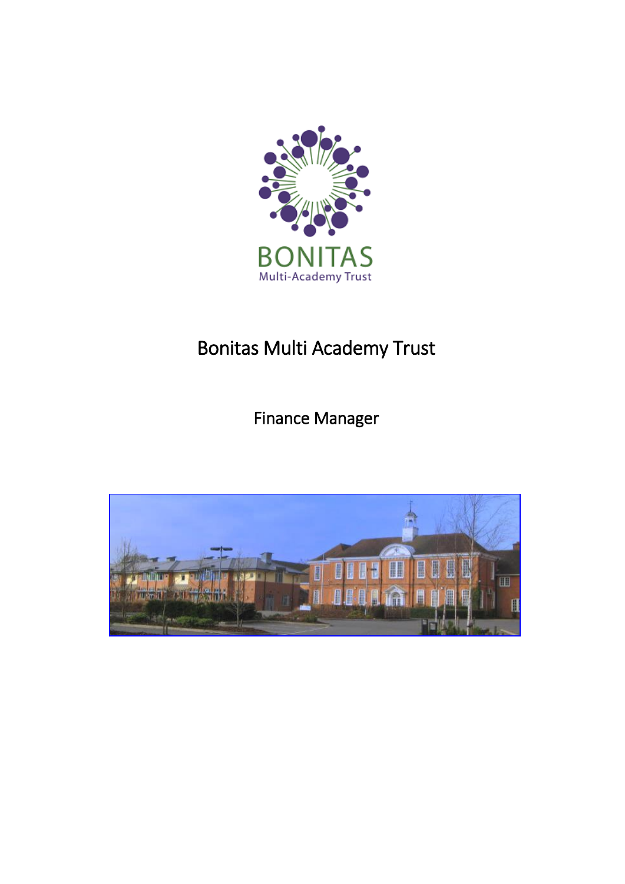# Bonitas Multi Academy Trust

## Finance Manager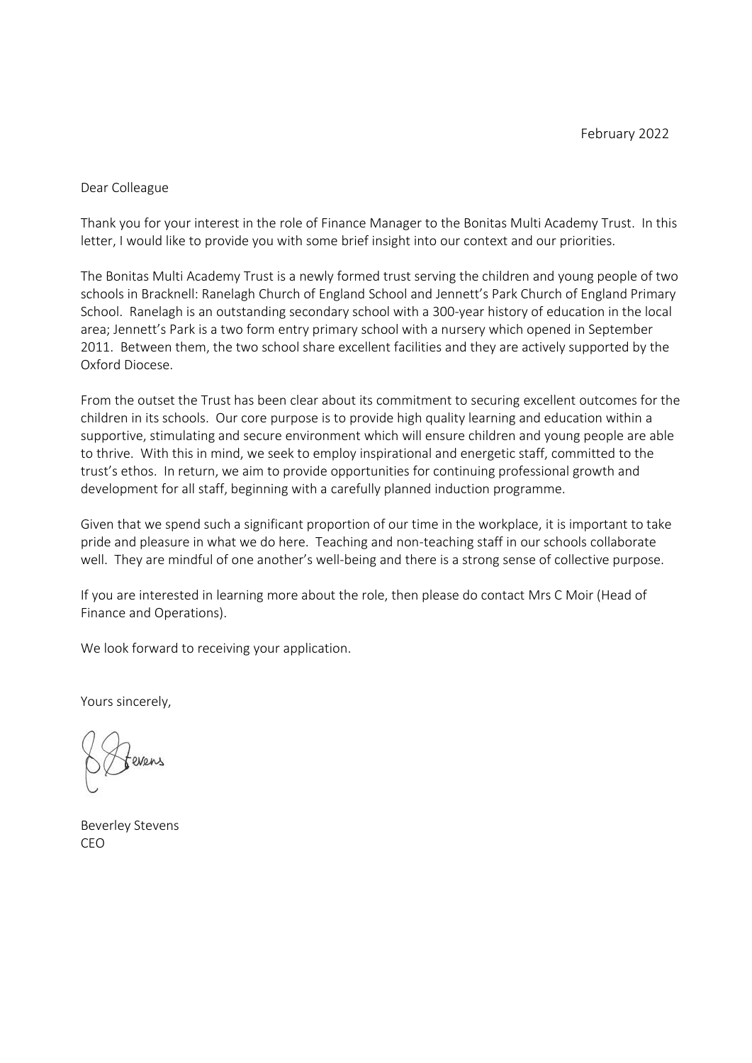February 2022

Dear Colleague

Thank you for your interest in the role of Finance Manager to the Bonitas Multi Academy Trust. In this letter, I would like to provide you with some brief insight into our context and our priorities.

The Bonitas Multi Academy Trust is a newly formed trust serving the children and young people of two schools in Bracknell: Ranelagh Church of England School and Jennett's Park Church of England Primary School. Ranelagh is an outstanding secondary school with a 300-year history of education in the local area; Jennett's Park is a two form entry primary school with a nursery which opened in September 2011. Between them, the two school share excellent facilities and they are actively supported by the Oxford Diocese.

From the outset the Trust has been clear about its commitment to securing excellent outcomes for the children in its schools. Our core purpose is to provide high quality learning and education within a supportive, stimulating and secure environment which will ensure children and young people are able to thrive. With this in mind, we seek to employ inspirational and energetic staff, committed to the trust's ethos. In return, we aim to provide opportunities for continuing professional growth and development for all staff, beginning with a carefully planned induction programme.

Given that we spend such a significant proportion of our time in the workplace, it is important to take pride and pleasure in what we do here. Teaching and non-teaching staff in our schools collaborate well. They are mindful of one another's well-being and there is a strong sense of collective purpose.

If you are interested in learning more about the role, then please do contact Mrs C Moir (Head of Finance and Operations).

We look forward to receiving your application.

Yours sincerely,

B Stevens

Beverley Stevens
CEO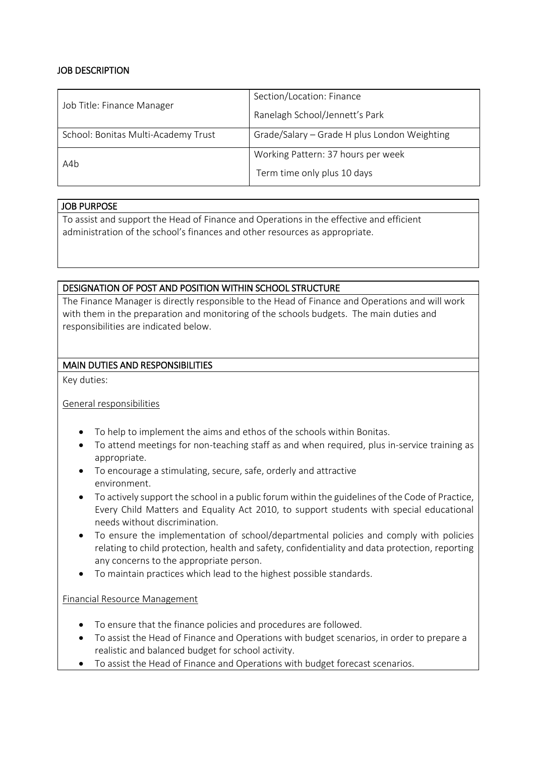## JOB DESCRIPTION

| Job Title: Finance Manager | Section/Location: Finance<br>Ranelagh School/Jennett's Park |
| --- | --- |
| School: Bonitas Multi-Academy Trust | Grade/Salary – Grade H plus London Weighting |
| A4b | Working Pattern: 37 hours per week<br>Term time only plus 10 days |

### JOB PURPOSE

To assist and support the Head of Finance and Operations in the effective and efficient administration of the school's finances and other resources as appropriate.

### DESIGNATION OF POST AND POSITION WITHIN SCHOOL STRUCTURE

The Finance Manager is directly responsible to the Head of Finance and Operations and will work with them in the preparation and monitoring of the schools budgets. The main duties and responsibilities are indicated below.

### MAIN DUTIES AND RESPONSIBILITIES

Key duties:

General responsibilities

- To help to implement the aims and ethos of the schools within Bonitas.
- To attend meetings for non-teaching staff as and when required, plus in-service training as appropriate.
- To encourage a stimulating, secure, safe, orderly and attractive environment.
- To actively support the school in a public forum within the guidelines of the Code of Practice, Every Child Matters and Equality Act 2010, to support students with special educational needs without discrimination.
- To ensure the implementation of school/departmental policies and comply with policies relating to child protection, health and safety, confidentiality and data protection, reporting any concerns to the appropriate person.
- To maintain practices which lead to the highest possible standards.

Financial Resource Management

- To ensure that the finance policies and procedures are followed.
- To assist the Head of Finance and Operations with budget scenarios, in order to prepare a realistic and balanced budget for school activity.
- To assist the Head of Finance and Operations with budget forecast scenarios.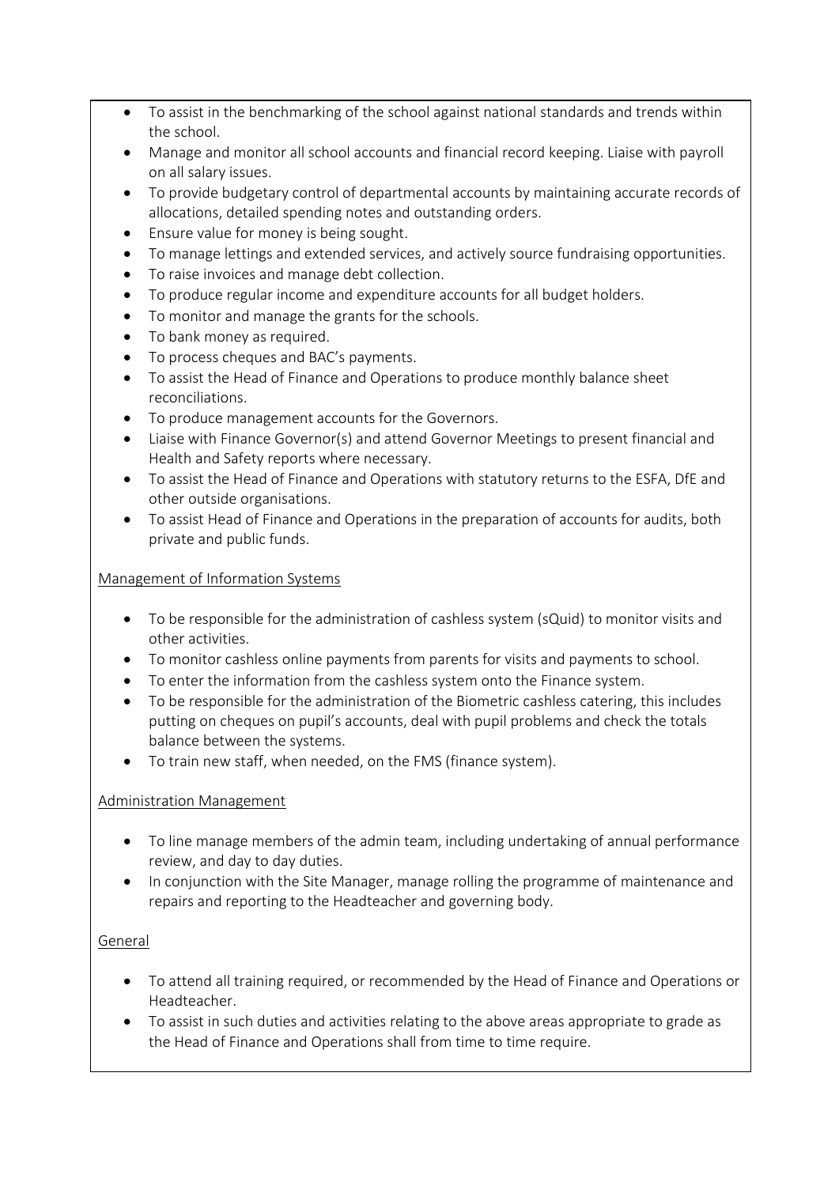- To assist in the benchmarking of the school against national standards and trends within the school.
- Manage and monitor all school accounts and financial record keeping. Liaise with payroll on all salary issues.
- To provide budgetary control of departmental accounts by maintaining accurate records of allocations, detailed spending notes and outstanding orders.
- Ensure value for money is being sought.
- To manage lettings and extended services, and actively source fundraising opportunities.
- To raise invoices and manage debt collection.
- To produce regular income and expenditure accounts for all budget holders.
- To monitor and manage the grants for the schools.
- To bank money as required.
- To process cheques and BAC's payments.
- To assist the Head of Finance and Operations to produce monthly balance sheet reconciliations.
- To produce management accounts for the Governors.
- Liaise with Finance Governor(s) and attend Governor Meetings to present financial and Health and Safety reports where necessary.
- To assist the Head of Finance and Operations with statutory returns to the ESFA, DfE and other outside organisations.
- To assist Head of Finance and Operations in the preparation of accounts for audits, both private and public funds.

<u>Management of Information Systems</u>

- To be responsible for the administration of cashless system (sQuid) to monitor visits and other activities.
- To monitor cashless online payments from parents for visits and payments to school.
- To enter the information from the cashless system onto the Finance system.
- To be responsible for the administration of the Biometric cashless catering, this includes putting on cheques on pupil's accounts, deal with pupil problems and check the totals balance between the systems.
- To train new staff, when needed, on the FMS (finance system).

<u>Administration Management</u>

- To line manage members of the admin team, including undertaking of annual performance review, and day to day duties.
- In conjunction with the Site Manager, manage rolling the programme of maintenance and repairs and reporting to the Headteacher and governing body.

<u>General</u>

- To attend all training required, or recommended by the Head of Finance and Operations or Headteacher.
- To assist in such duties and activities relating to the above areas appropriate to grade as the Head of Finance and Operations shall from time to time require.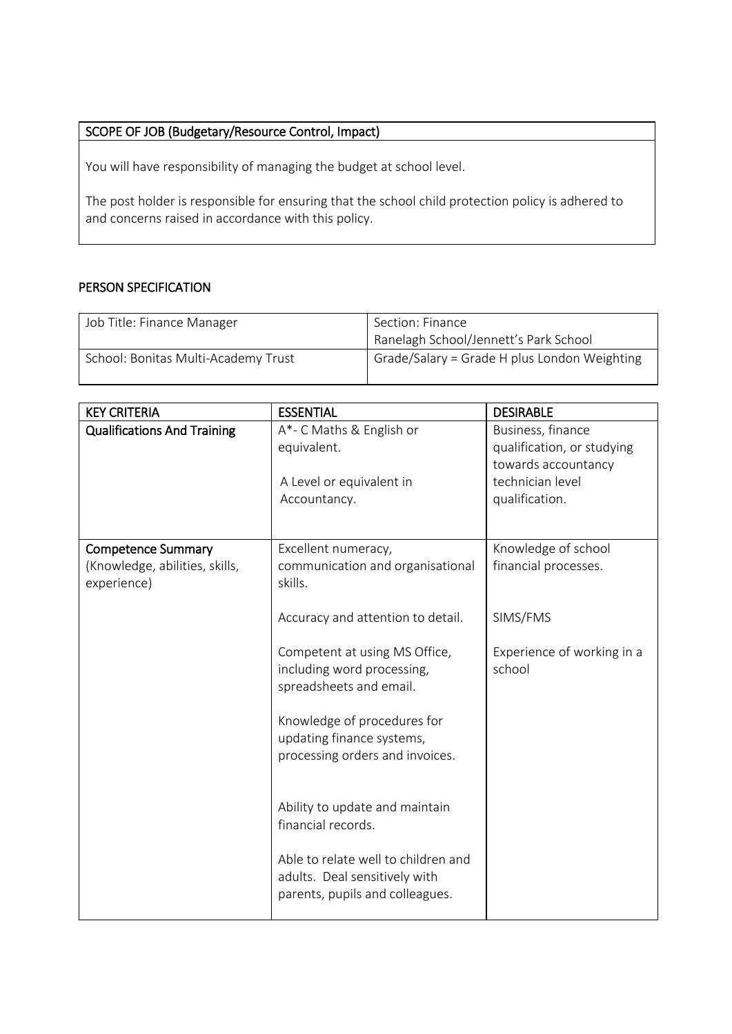| SCOPE OF JOB (Budgetary/Resource Control, Impact) |
| --- |
| You will have responsibility of managing the budget at school level.<br><br>The post holder is responsible for ensuring that the school child protection policy is adhered to and concerns raised in accordance with this policy. |

## PERSON SPECIFICATION

| Job Title: Finance Manager | Section: Finance<br>Ranelagh School/Jennett's Park School |
| --- | --- |
| School: Bonitas Multi-Academy Trust | Grade/Salary = Grade H plus London Weighting |

| KEY CRITERIA | ESSENTIAL | DESIRABLE |
| --- | --- | --- |
| **Qualifications And Training** | A*- C Maths & English or equivalent.<br><br>A Level or equivalent in Accountancy. | Business, finance qualification, or studying towards accountancy technician level qualification. |
| **Competence Summary** (Knowledge, abilities, skills, experience) | Excellent numeracy, communication and organisational skills.<br><br>Accuracy and attention to detail.<br><br>Competent at using MS Office, including word processing, spreadsheets and email.<br><br>Knowledge of procedures for updating finance systems, processing orders and invoices.<br><br>Ability to update and maintain financial records.<br><br>Able to relate well to children and adults. Deal sensitively with parents, pupils and colleagues. | Knowledge of school financial processes.<br><br>SIMS/FMS<br><br>Experience of working in a school |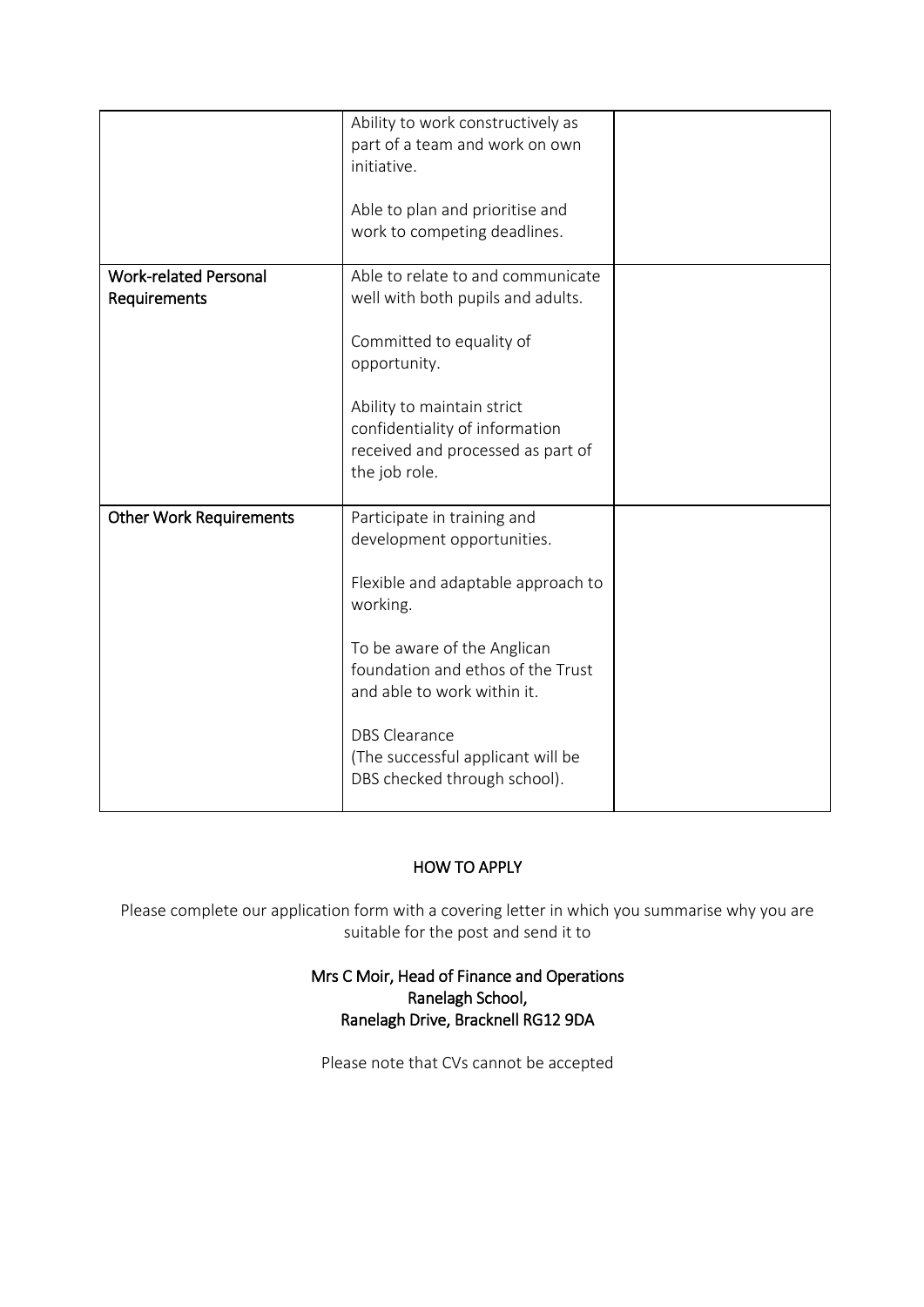| | | |
|---|---|---|
| | Ability to work constructively as part of a team and work on own initiative.<br><br>Able to plan and prioritise and work to competing deadlines. | |
| Work-related Personal Requirements | Able to relate to and communicate well with both pupils and adults.<br><br>Committed to equality of opportunity.<br><br>Ability to maintain strict confidentiality of information received and processed as part of the job role. | |
| Other Work Requirements | Participate in training and development opportunities.<br><br>Flexible and adaptable approach to working.<br><br>To be aware of the Anglican foundation and ethos of the Trust and able to work within it.<br><br>DBS Clearance<br>(The successful applicant will be DBS checked through school). | |

## HOW TO APPLY

Please complete our application form with a covering letter in which you summarise why you are suitable for the post and send it to

Mrs C Moir, Head of Finance and Operations
Ranelagh School,
Ranelagh Drive, Bracknell RG12 9DA

Please note that CVs cannot be accepted